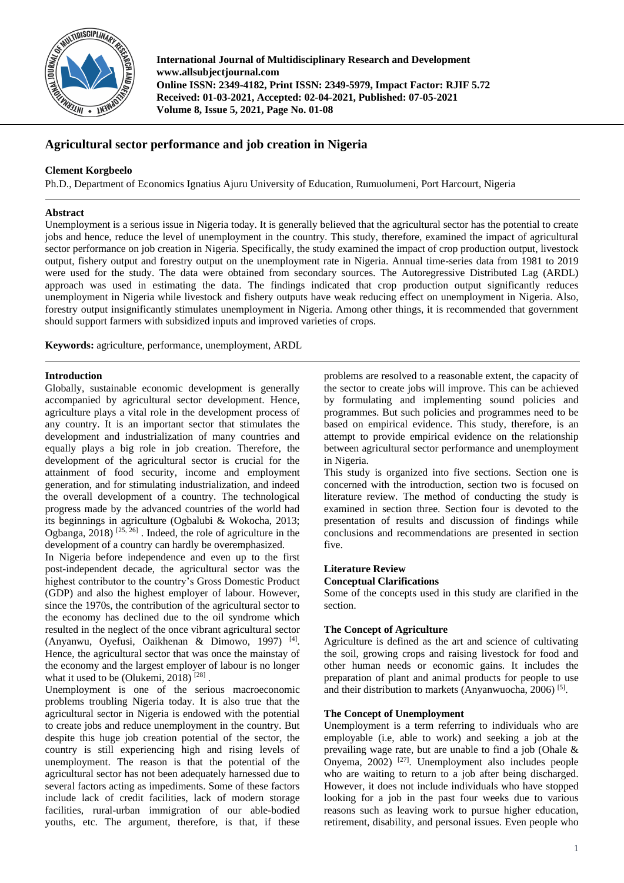# Agricultural sector performance and job creation in Nigeria

**Clement Korgbeelo**

Ph.D., Department of Economics Ignatius Ajuru University of Education, Rumuolumeni, Port Harcourt, Nigeria

## Abstract

Unemployment is a serious issue in Nigeria today. It is generally believed that the agricultural sector has the potential to create jobs and hence, reduce the level of unemployment in the country. This study, therefore, examined the impact of agricultural sector performance on job creation in Nigeria. Specifically, the study examined the impact of crop production output, livestock output, fishery output and forestry output on the unemployment rate in Nigeria. Annual time-series data from 1981 to 2019 were used for the study. The data were obtained from secondary sources. The Autoregressive Distributed Lag (ARDL) approach was used in estimating the data. The findings indicated that crop production output significantly reduces unemployment in Nigeria while livestock and fishery outputs have weak reducing effect on unemployment in Nigeria. Also, forestry output insignificantly stimulates unemployment in Nigeria. Among other things, it is recommended that government should support farmers with subsidized inputs and improved varieties of crops.

**Keywords:** agriculture, performance, unemployment, ARDL

## Introduction

Globally, sustainable economic development is generally accompanied by agricultural sector development. Hence, agriculture plays a vital role in the development process of any country. It is an important sector that stimulates the development and industrialization of many countries and equally plays a big role in job creation. Therefore, the development of the agricultural sector is crucial for the attainment of food security, income and employment generation, and for stimulating industrialization, and indeed the overall development of a country. The technological progress made by the advanced countries of the world had its beginnings in agriculture (Ogbalubi & Wokocha, 2013; Ogbanga, 2018) [25, 26] . Indeed, the role of agriculture in the development of a country can hardly be overemphasized.

In Nigeria before independence and even up to the first post-independent decade, the agricultural sector was the highest contributor to the country's Gross Domestic Product (GDP) and also the highest employer of labour. However, since the 1970s, the contribution of the agricultural sector to the economy has declined due to the oil syndrome which resulted in the neglect of the once vibrant agricultural sector (Anyanwu, Oyefusi, Oaikhenan & Dimowo, 1997) [4]. Hence, the agricultural sector that was once the mainstay of the economy and the largest employer of labour is no longer what it used to be (Olukemi, 2018) [28] .

Unemployment is one of the serious macroeconomic problems troubling Nigeria today. It is also true that the agricultural sector in Nigeria is endowed with the potential to create jobs and reduce unemployment in the country. But despite this huge job creation potential of the sector, the country is still experiencing high and rising levels of unemployment. The reason is that the potential of the agricultural sector has not been adequately harnessed due to several factors acting as impediments. Some of these factors include lack of credit facilities, lack of modern storage facilities, rural-urban immigration of our able-bodied youths, etc. The argument, therefore, is that, if these problems are resolved to a reasonable extent, the capacity of the sector to create jobs will improve. This can be achieved by formulating and implementing sound policies and programmes. But such policies and programmes need to be based on empirical evidence. This study, therefore, is an attempt to provide empirical evidence on the relationship between agricultural sector performance and unemployment in Nigeria.

This study is organized into five sections. Section one is concerned with the introduction, section two is focused on literature review. The method of conducting the study is examined in section three. Section four is devoted to the presentation of results and discussion of findings while conclusions and recommendations are presented in section five.

## Literature Review

### Conceptual Clarifications

Some of the concepts used in this study are clarified in the section.

### The Concept of Agriculture

Agriculture is defined as the art and science of cultivating the soil, growing crops and raising livestock for food and other human needs or economic gains. It includes the preparation of plant and animal products for people to use and their distribution to markets (Anyanwuocha, 2006) [5].

### The Concept of Unemployment

Unemployment is a term referring to individuals who are employable (i.e, able to work) and seeking a job at the prevailing wage rate, but are unable to find a job (Ohale & Onyema, 2002) [27]. Unemployment also includes people who are waiting to return to a job after being discharged. However, it does not include individuals who have stopped looking for a job in the past four weeks due to various reasons such as leaving work to pursue higher education, retirement, disability, and personal issues. Even people who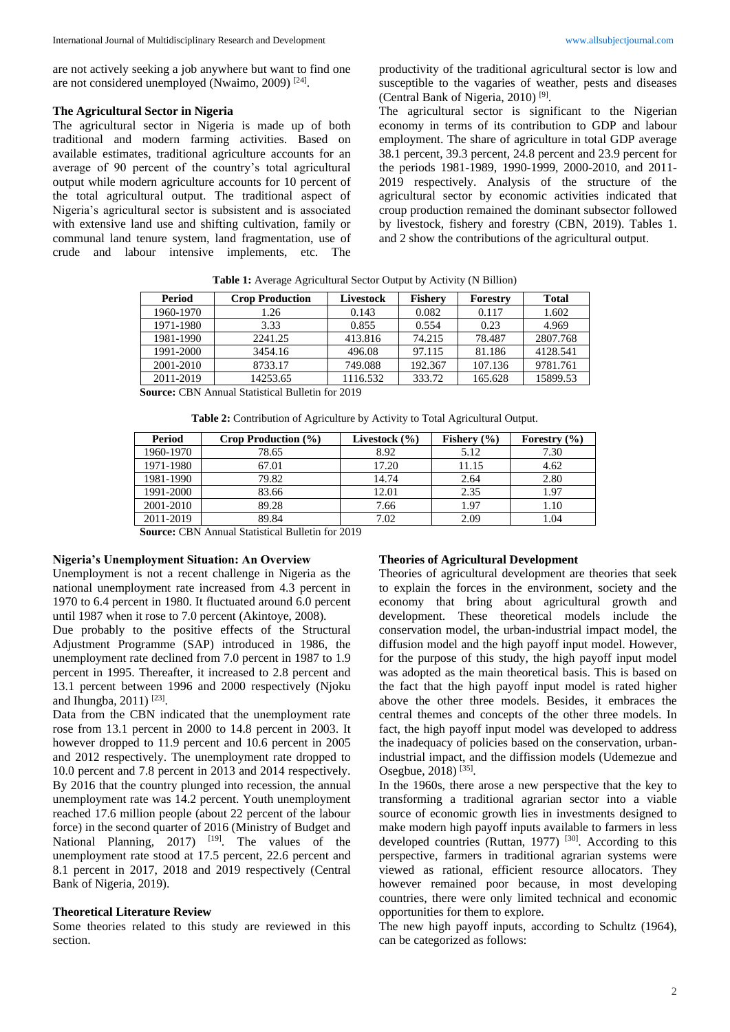are not actively seeking a job anywhere but want to find one are not considered unemployed (Nwaimo, 2009) [24].

### The Agricultural Sector in Nigeria

The agricultural sector in Nigeria is made up of both traditional and modern farming activities. Based on available estimates, traditional agriculture accounts for an average of 90 percent of the country's total agricultural output while modern agriculture accounts for 10 percent of the total agricultural output. The traditional aspect of Nigeria's agricultural sector is subsistent and is associated with extensive land use and shifting cultivation, family or communal land tenure system, land fragmentation, use of crude and labour intensive implements, etc. The productivity of the traditional agricultural sector is low and susceptible to the vagaries of weather, pests and diseases (Central Bank of Nigeria, 2010) [9].

The agricultural sector is significant to the Nigerian economy in terms of its contribution to GDP and labour employment. The share of agriculture in total GDP average 38.1 percent, 39.3 percent, 24.8 percent and 23.9 percent for the periods 1981-1989, 1990-1999, 2000-2010, and 2011-2019 respectively. Analysis of the structure of the agricultural sector by economic activities indicated that croup production remained the dominant subsector followed by livestock, fishery and forestry (CBN, 2019). Tables 1. and 2 show the contributions of the agricultural output.

**Table 1:** Average Agricultural Sector Output by Activity (N Billion)

| Period | Crop Production | Livestock | Fishery | Forestry | Total |
|---|---|---|---|---|---|
| 1960-1970 | 1.26 | 0.143 | 0.082 | 0.117 | 1.602 |
| 1971-1980 | 3.33 | 0.855 | 0.554 | 0.23 | 4.969 |
| 1981-1990 | 2241.25 | 413.816 | 74.215 | 78.487 | 2807.768 |
| 1991-2000 | 3454.16 | 496.08 | 97.115 | 81.186 | 4128.541 |
| 2001-2010 | 8733.17 | 749.088 | 192.367 | 107.136 | 9781.761 |
| 2011-2019 | 14253.65 | 1116.532 | 333.72 | 165.628 | 15899.53 |

**Source:** CBN Annual Statistical Bulletin for 2019

**Table 2:** Contribution of Agriculture by Activity to Total Agricultural Output.

| Period | Crop Production (%) | Livestock (%) | Fishery (%) | Forestry (%) |
|---|---|---|---|---|
| 1960-1970 | 78.65 | 8.92 | 5.12 | 7.30 |
| 1971-1980 | 67.01 | 17.20 | 11.15 | 4.62 |
| 1981-1990 | 79.82 | 14.74 | 2.64 | 2.80 |
| 1991-2000 | 83.66 | 12.01 | 2.35 | 1.97 |
| 2001-2010 | 89.28 | 7.66 | 1.97 | 1.10 |
| 2011-2019 | 89.84 | 7.02 | 2.09 | 1.04 |

**Source:** CBN Annual Statistical Bulletin for 2019

### Nigeria's Unemployment Situation: An Overview

Unemployment is not a recent challenge in Nigeria as the national unemployment rate increased from 4.3 percent in 1970 to 6.4 percent in 1980. It fluctuated around 6.0 percent until 1987 when it rose to 7.0 percent (Akintoye, 2008).

Due probably to the positive effects of the Structural Adjustment Programme (SAP) introduced in 1986, the unemployment rate declined from 7.0 percent in 1987 to 1.9 percent in 1995. Thereafter, it increased to 2.8 percent and 13.1 percent between 1996 and 2000 respectively (Njoku and Ihungba, 2011) [23].

Data from the CBN indicated that the unemployment rate rose from 13.1 percent in 2000 to 14.8 percent in 2003. It however dropped to 11.9 percent and 10.6 percent in 2005 and 2012 respectively. The unemployment rate dropped to 10.0 percent and 7.8 percent in 2013 and 2014 respectively. By 2016 that the country plunged into recession, the annual unemployment rate was 14.2 percent. Youth unemployment reached 17.6 million people (about 22 percent of the labour force) in the second quarter of 2016 (Ministry of Budget and National Planning, 2017) [19]. The values of the unemployment rate stood at 17.5 percent, 22.6 percent and 8.1 percent in 2017, 2018 and 2019 respectively (Central Bank of Nigeria, 2019).

### Theoretical Literature Review

Some theories related to this study are reviewed in this section.

### Theories of Agricultural Development

Theories of agricultural development are theories that seek to explain the forces in the environment, society and the economy that bring about agricultural growth and development. These theoretical models include the conservation model, the urban-industrial impact model, the diffusion model and the high payoff input model. However, for the purpose of this study, the high payoff input model was adopted as the main theoretical basis. This is based on the fact that the high payoff input model is rated higher above the other three models. Besides, it embraces the central themes and concepts of the other three models. In fact, the high payoff input model was developed to address the inadequacy of policies based on the conservation, urban-industrial impact, and the diffision models (Udemezue and Osegbue, 2018) [35].

In the 1960s, there arose a new perspective that the key to transforming a traditional agrarian sector into a viable source of economic growth lies in investments designed to make modern high payoff inputs available to farmers in less developed countries (Ruttan, 1977) [30]. According to this perspective, farmers in traditional agrarian systems were viewed as rational, efficient resource allocators. They however remained poor because, in most developing countries, there were only limited technical and economic opportunities for them to explore.

The new high payoff inputs, according to Schultz (1964), can be categorized as follows: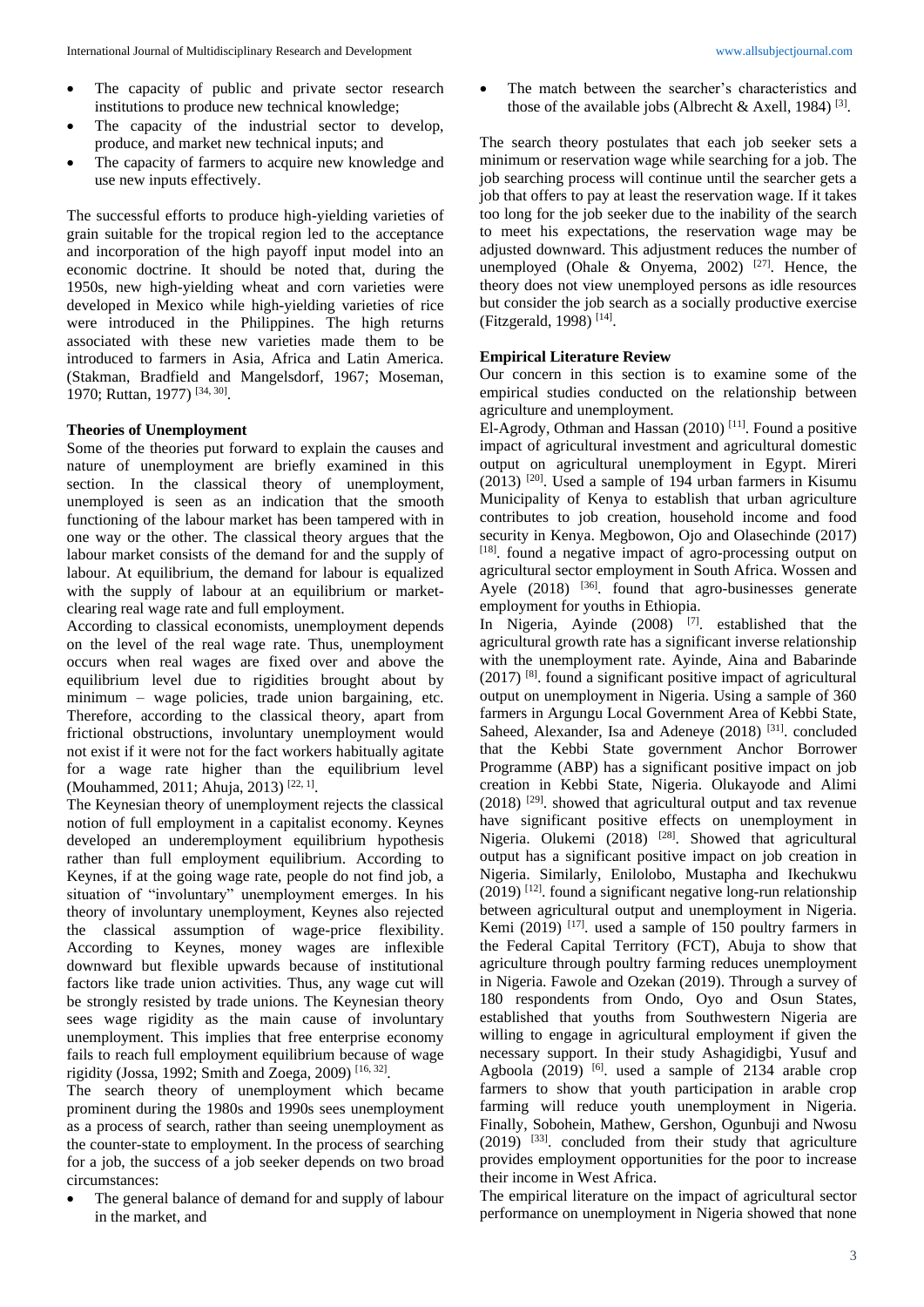- The capacity of public and private sector research institutions to produce new technical knowledge;
- The capacity of the industrial sector to develop, produce, and market new technical inputs; and
- The capacity of farmers to acquire new knowledge and use new inputs effectively.

The successful efforts to produce high-yielding varieties of grain suitable for the tropical region led to the acceptance and incorporation of the high payoff input model into an economic doctrine. It should be noted that, during the 1950s, new high-yielding wheat and corn varieties were developed in Mexico while high-yielding varieties of rice were introduced in the Philippines. The high returns associated with these new varieties made them to be introduced to farmers in Asia, Africa and Latin America. (Stakman, Bradfield and Mangelsdorf, 1967; Moseman, 1970; Ruttan, 1977) [34, 30].

**Theories of Unemployment**

Some of the theories put forward to explain the causes and nature of unemployment are briefly examined in this section. In the classical theory of unemployment, unemployed is seen as an indication that the smooth functioning of the labour market has been tampered with in one way or the other. The classical theory argues that the labour market consists of the demand for and the supply of labour. At equilibrium, the demand for labour is equalized with the supply of labour at an equilibrium or market-clearing real wage rate and full employment.

According to classical economists, unemployment depends on the level of the real wage rate. Thus, unemployment occurs when real wages are fixed over and above the equilibrium level due to rigidities brought about by minimum – wage policies, trade union bargaining, etc. Therefore, according to the classical theory, apart from frictional obstructions, involuntary unemployment would not exist if it were not for the fact workers habitually agitate for a wage rate higher than the equilibrium level (Mouhammed, 2011; Ahuja, 2013) [22, 1].

The Keynesian theory of unemployment rejects the classical notion of full employment in a capitalist economy. Keynes developed an underemployment equilibrium hypothesis rather than full employment equilibrium. According to Keynes, if at the going wage rate, people do not find job, a situation of "involuntary" unemployment emerges. In his theory of involuntary unemployment, Keynes also rejected the classical assumption of wage-price flexibility. According to Keynes, money wages are inflexible downward but flexible upwards because of institutional factors like trade union activities. Thus, any wage cut will be strongly resisted by trade unions. The Keynesian theory sees wage rigidity as the main cause of involuntary unemployment. This implies that free enterprise economy fails to reach full employment equilibrium because of wage rigidity (Jossa, 1992; Smith and Zoega, 2009) [16, 32].

The search theory of unemployment which became prominent during the 1980s and 1990s sees unemployment as a process of search, rather than seeing unemployment as the counter-state to employment. In the process of searching for a job, the success of a job seeker depends on two broad circumstances:

- The general balance of demand for and supply of labour in the market, and
- The match between the searcher's characteristics and those of the available jobs (Albrecht & Axell, 1984) [3].

The search theory postulates that each job seeker sets a minimum or reservation wage while searching for a job. The job searching process will continue until the searcher gets a job that offers to pay at least the reservation wage. If it takes too long for the job seeker due to the inability of the search to meet his expectations, the reservation wage may be adjusted downward. This adjustment reduces the number of unemployed (Ohale & Onyema, 2002) [27]. Hence, the theory does not view unemployed persons as idle resources but consider the job search as a socially productive exercise (Fitzgerald, 1998) [14].

**Empirical Literature Review**

Our concern in this section is to examine some of the empirical studies conducted on the relationship between agriculture and unemployment.

El-Agrody, Othman and Hassan (2010) [11]. Found a positive impact of agricultural investment and agricultural domestic output on agricultural unemployment in Egypt. Mireri (2013) [20]. Used a sample of 194 urban farmers in Kisumu Municipality of Kenya to establish that urban agriculture contributes to job creation, household income and food security in Kenya. Megbowon, Ojo and Olasechinde (2017) [18]. found a negative impact of agro-processing output on agricultural sector employment in South Africa. Wossen and Ayele (2018) [36]. found that agro-businesses generate employment for youths in Ethiopia.

In Nigeria, Ayinde (2008) [7]. established that the agricultural growth rate has a significant inverse relationship with the unemployment rate. Ayinde, Aina and Babarinde (2017) [8]. found a significant positive impact of agricultural output on unemployment in Nigeria. Using a sample of 360 farmers in Argungu Local Government Area of Kebbi State, Saheed, Alexander, Isa and Adeneye (2018) [31]. concluded that the Kebbi State government Anchor Borrower Programme (ABP) has a significant positive impact on job creation in Kebbi State, Nigeria. Olukayode and Alimi (2018) [29]. showed that agricultural output and tax revenue have significant positive effects on unemployment in Nigeria. Olukemi (2018) [28]. Showed that agricultural output has a significant positive impact on job creation in Nigeria. Similarly, Enilolobo, Mustapha and Ikechukwu (2019) [12]. found a significant negative long-run relationship between agricultural output and unemployment in Nigeria. Kemi (2019) [17]. used a sample of 150 poultry farmers in the Federal Capital Territory (FCT), Abuja to show that agriculture through poultry farming reduces unemployment in Nigeria. Fawole and Ozekan (2019). Through a survey of 180 respondents from Ondo, Oyo and Osun States, established that youths from Southwestern Nigeria are willing to engage in agricultural employment if given the necessary support. In their study Ashagidigbi, Yusuf and Agboola (2019) [6]. used a sample of 2134 arable crop farmers to show that youth participation in arable crop farming will reduce youth unemployment in Nigeria. Finally, Sobohein, Mathew, Gershon, Ogunbuji and Nwosu (2019) [33]. concluded from their study that agriculture provides employment opportunities for the poor to increase their income in West Africa.

The empirical literature on the impact of agricultural sector performance on unemployment in Nigeria showed that none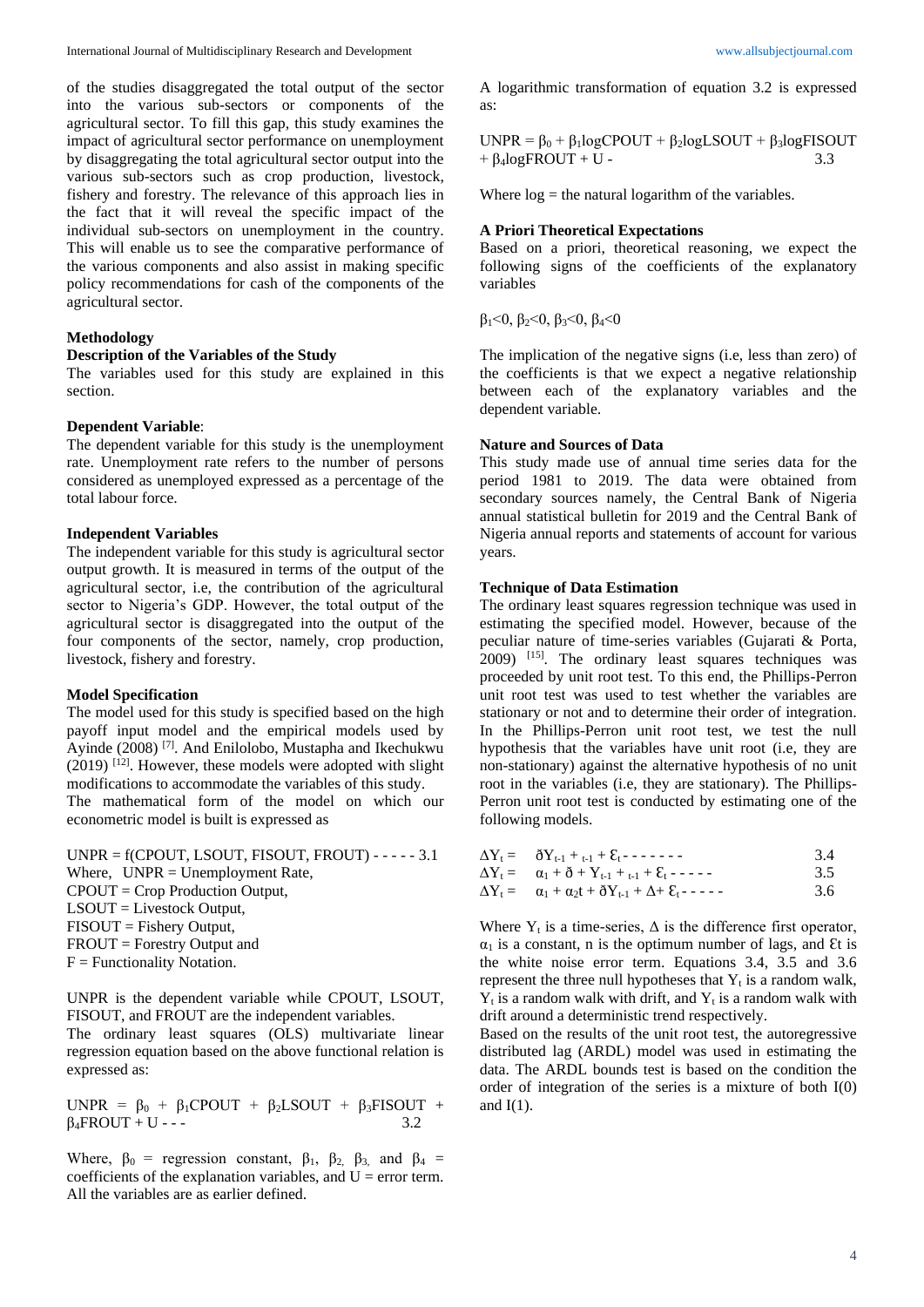of the studies disaggregated the total output of the sector into the various sub-sectors or components of the agricultural sector. To fill this gap, this study examines the impact of agricultural sector performance on unemployment by disaggregating the total agricultural sector output into the various sub-sectors such as crop production, livestock, fishery and forestry. The relevance of this approach lies in the fact that it will reveal the specific impact of the individual sub-sectors on unemployment in the country. This will enable us to see the comparative performance of the various components and also assist in making specific policy recommendations for cash of the components of the agricultural sector.

## Methodology

### Description of the Variables of the Study

The variables used for this study are explained in this section.

**Dependent Variable**:

The dependent variable for this study is the unemployment rate. Unemployment rate refers to the number of persons considered as unemployed expressed as a percentage of the total labour force.

**Independent Variables**

The independent variable for this study is agricultural sector output growth. It is measured in terms of the output of the agricultural sector, i.e, the contribution of the agricultural sector to Nigeria's GDP. However, the total output of the agricultural sector is disaggregated into the output of the four components of the sector, namely, crop production, livestock, fishery and forestry.

### Model Specification

The model used for this study is specified based on the high payoff input model and the empirical models used by Ayinde (2008) [7]. And Enilolobo, Mustapha and Ikechukwu (2019) [12]. However, these models were adopted with slight modifications to accommodate the variables of this study.

The mathematical form of the model on which our econometric model is built is expressed as

UNPR = f(CPOUT, LSOUT, FISOUT, FROUT) - - - - - 3.1

Where, UNPR = Unemployment Rate,
CPOUT = Crop Production Output,
LSOUT = Livestock Output,
FISOUT = Fishery Output,
FROUT = Forestry Output and
F = Functionality Notation.

UNPR is the dependent variable while CPOUT, LSOUT, FISOUT, and FROUT are the independent variables.

The ordinary least squares (OLS) multivariate linear regression equation based on the above functional relation is expressed as:

$$UNPR = \beta_0 + \beta_1 CPOUT + \beta_2 LSOUT + \beta_3 FISOUT + \beta_4 FROUT + U \quad 3.2$$

Where, $\beta_0$ = regression constant, $\beta_1$, $\beta_2$, $\beta_3$, and $\beta_4$ = coefficients of the explanation variables, and U = error term. All the variables are as earlier defined.

A logarithmic transformation of equation 3.2 is expressed as:

$$UNPR = \beta_0 + \beta_1 \log CPOUT + \beta_2 \log LSOUT + \beta_3 \log FISOUT + \beta_4 \log FROUT + U \quad 3.3$$

Where log = the natural logarithm of the variables.

### A Priori Theoretical Expectations

Based on a priori, theoretical reasoning, we expect the following signs of the coefficients of the explanatory variables

$\beta_1 < 0$, $\beta_2 < 0$, $\beta_3 < 0$, $\beta_4 < 0$

The implication of the negative signs (i.e, less than zero) of the coefficients is that we expect a negative relationship between each of the explanatory variables and the dependent variable.

### Nature and Sources of Data

This study made use of annual time series data for the period 1981 to 2019. The data were obtained from secondary sources namely, the Central Bank of Nigeria annual statistical bulletin for 2019 and the Central Bank of Nigeria annual reports and statements of account for various years.

### Technique of Data Estimation

The ordinary least squares regression technique was used in estimating the specified model. However, because of the peculiar nature of time-series variables (Gujarati & Porta, 2009) [15]. The ordinary least squares techniques was proceeded by unit root test. To this end, the Phillips-Perron unit root test was used to test whether the variables are stationary or not and to determine their order of integration. In the Phillips-Perron unit root test, we test the null hypothesis that the variables have unit root (i.e, they are non-stationary) against the alternative hypothesis of no unit root in the variables (i.e, they are stationary). The Phillips-Perron unit root test is conducted by estimating one of the following models.

$$\Delta Y_t = \delta Y_{t-1} + {}_{t-1} + \mathcal{E}_t \quad 3.4$$

$$\Delta Y_t = \alpha_1 + \delta + Y_{t-1} + {}_{t-1} + \mathcal{E}_t \quad 3.5$$

$$\Delta Y_t = \alpha_1 + \alpha_2 t + \delta Y_{t-1} + \Delta + \mathcal{E}_t \quad 3.6$$

Where $Y_t$ is a time-series, $\Delta$ is the difference first operator, $\alpha_1$ is a constant, n is the optimum number of lags, and $\mathcal{E}t$ is the white noise error term. Equations 3.4, 3.5 and 3.6 represent the three null hypotheses that $Y_t$ is a random walk, $Y_t$ is a random walk with drift, and $Y_t$ is a random walk with drift around a deterministic trend respectively.

Based on the results of the unit root test, the autoregressive distributed lag (ARDL) model was used in estimating the data. The ARDL bounds test is based on the condition the order of integration of the series is a mixture of both I(0) and I(1).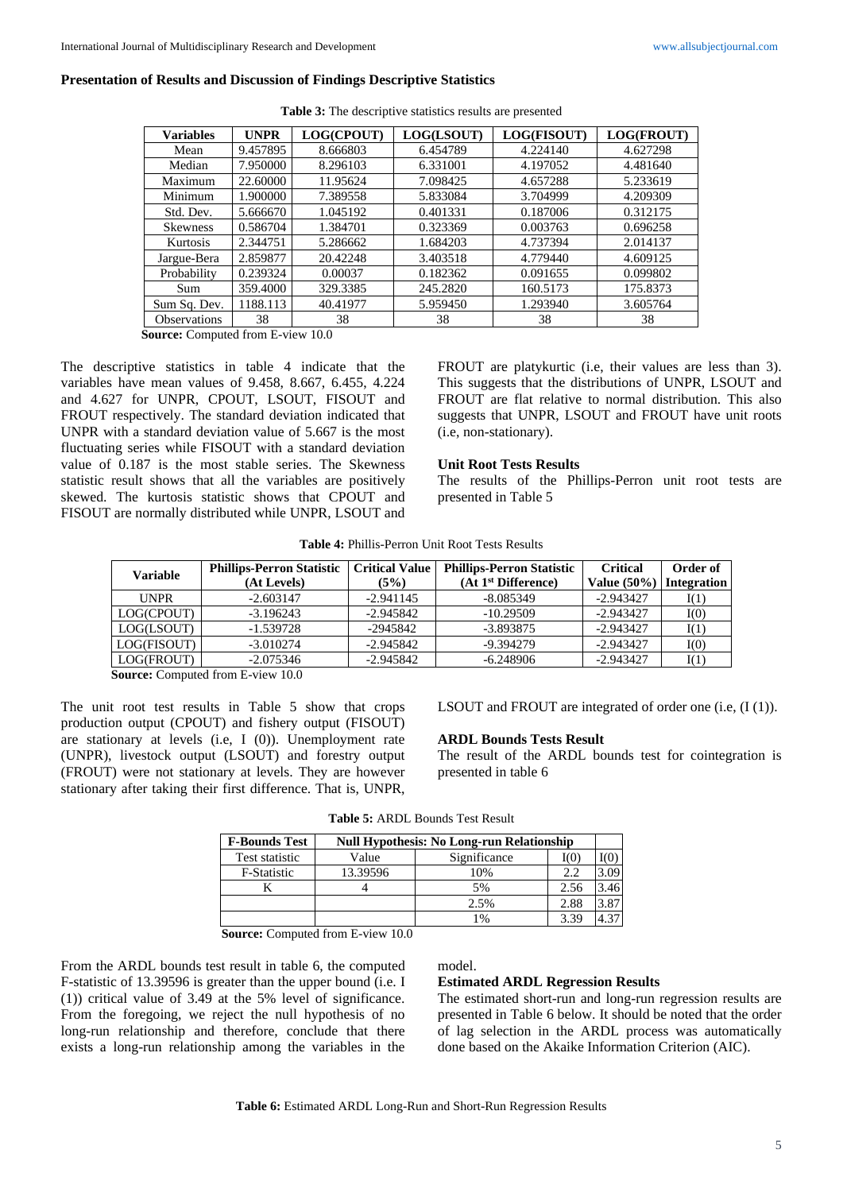### Presentation of Results and Discussion of Findings Descriptive Statistics

**Table 3:** The descriptive statistics results are presented

| Variables | UNPR | LOG(CPOUT) | LOG(LSOUT) | LOG(FISOUT) | LOG(FROUT) |
|---|---|---|---|---|---|
| Mean | 9.457895 | 8.666803 | 6.454789 | 4.224140 | 4.627298 |
| Median | 7.950000 | 8.296103 | 6.331001 | 4.197052 | 4.481640 |
| Maximum | 22.60000 | 11.95624 | 7.098425 | 4.657288 | 5.233619 |
| Minimum | 1.900000 | 7.389558 | 5.833084 | 3.704999 | 4.209309 |
| Std. Dev. | 5.666670 | 1.045192 | 0.401331 | 0.187006 | 0.312175 |
| Skewness | 0.586704 | 1.384701 | 0.323369 | 0.003763 | 0.696258 |
| Kurtosis | 2.344751 | 5.286662 | 1.684203 | 4.737394 | 2.014137 |
| Jargue-Bera | 2.859877 | 20.42248 | 3.403518 | 4.779440 | 4.609125 |
| Probability | 0.239324 | 0.00037 | 0.182362 | 0.091655 | 0.099802 |
| Sum | 359.4000 | 329.3385 | 245.2820 | 160.5173 | 175.8373 |
| Sum Sq. Dev. | 1188.113 | 40.41977 | 5.959450 | 1.293940 | 3.605764 |
| Observations | 38 | 38 | 38 | 38 | 38 |

**Source:** Computed from E-view 10.0

The descriptive statistics in table 4 indicate that the variables have mean values of 9.458, 8.667, 6.455, 4.224 and 4.627 for UNPR, CPOUT, LSOUT, FISOUT and FROUT respectively. The standard deviation indicated that UNPR with a standard deviation value of 5.667 is the most fluctuating series while FISOUT with a standard deviation value of 0.187 is the most stable series. The Skewness statistic result shows that all the variables are positively skewed. The kurtosis statistic shows that CPOUT and FISOUT are normally distributed while UNPR, LSOUT and FROUT are platykurtic (i.e, their values are less than 3). This suggests that the distributions of UNPR, LSOUT and FROUT are flat relative to normal distribution. This also suggests that UNPR, LSOUT and FROUT have unit roots (i.e, non-stationary).

### Unit Root Tests Results

The results of the Phillips-Perron unit root tests are presented in Table 5

**Table 4:** Phillis-Perron Unit Root Tests Results

| Variable | Phillips-Perron Statistic (At Levels) | Critical Value (5%) | Phillips-Perron Statistic (At 1st Difference) | Critical Value (50%) | Order of Integration |
|---|---|---|---|---|---|
| UNPR | -2.603147 | -2.941145 | -8.085349 | -2.943427 | I(1) |
| LOG(CPOUT) | -3.196243 | -2.945842 | -10.29509 | -2.943427 | I(0) |
| LOG(LSOUT) | -1.539728 | -2945842 | -3.893875 | -2.943427 | I(1) |
| LOG(FISOUT) | -3.010274 | -2.945842 | -9.394279 | -2.943427 | I(0) |
| LOG(FROUT) | -2.075346 | -2.945842 | -6.248906 | -2.943427 | I(1) |

**Source:** Computed from E-view 10.0

The unit root test results in Table 5 show that crops production output (CPOUT) and fishery output (FISOUT) are stationary at levels (i.e, I (0)). Unemployment rate (UNPR), livestock output (LSOUT) and forestry output (FROUT) were not stationary at levels. They are however stationary after taking their first difference. That is, UNPR, LSOUT and FROUT are integrated of order one (i.e, (I (1)).

### ARDL Bounds Tests Result

The result of the ARDL bounds test for cointegration is presented in table 6

**Table 5:** ARDL Bounds Test Result

| F-Bounds Test | Null Hypothesis: No Long-run Relationship | | | |
|---|---|---|---|---|
| Test statistic | Value | Significance | I(0) | I(0) |
| F-Statistic | 13.39596 | 10% | 2.2 | 3.09 |
| K | 4 | 5% | 2.56 | 3.46 |
| | | 2.5% | 2.88 | 3.87 |
| | | 1% | 3.39 | 4.37 |

**Source:** Computed from E-view 10.0

From the ARDL bounds test result in table 6, the computed F-statistic of 13.39596 is greater than the upper bound (i.e. I (1)) critical value of 3.49 at the 5% level of significance. From the foregoing, we reject the null hypothesis of no long-run relationship and therefore, conclude that there exists a long-run relationship among the variables in the model.

### Estimated ARDL Regression Results

The estimated short-run and long-run regression results are presented in Table 6 below. It should be noted that the order of lag selection in the ARDL process was automatically done based on the Akaike Information Criterion (AIC).

**Table 6:** Estimated ARDL Long-Run and Short-Run Regression Results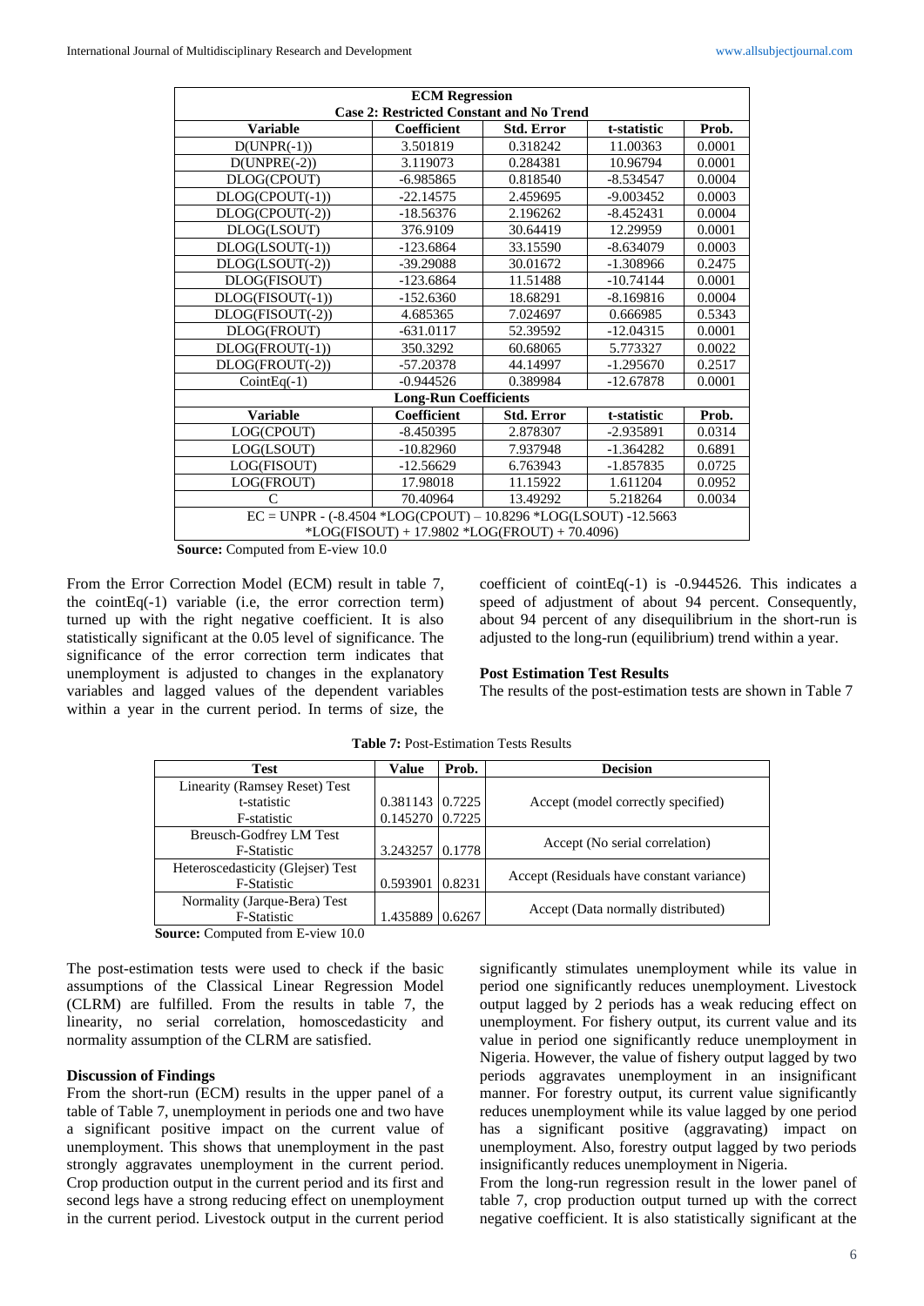| ECM Regression | | | | |
|---|---|---|---|---|
| **Case 2: Restricted Constant and No Trend** | | | | |
| **Variable** | **Coefficient** | **Std. Error** | **t-statistic** | **Prob.** |
| D(UNPR(-1)) | 3.501819 | 0.318242 | 11.00363 | 0.0001 |
| D(UNPRE(-2)) | 3.119073 | 0.284381 | 10.96794 | 0.0001 |
| DLOG(CPOUT) | -6.985865 | 0.818540 | -8.534547 | 0.0004 |
| DLOG(CPOUT(-1)) | -22.14575 | 2.459695 | -9.003452 | 0.0003 |
| DLOG(CPOUT(-2)) | -18.56376 | 2.196262 | -8.452431 | 0.0004 |
| DLOG(LSOUT) | 376.9109 | 30.64419 | 12.29959 | 0.0001 |
| DLOG(LSOUT(-1)) | -123.6864 | 33.15590 | -8.634079 | 0.0003 |
| DLOG(LSOUT(-2)) | -39.29088 | 30.01672 | -1.308966 | 0.2475 |
| DLOG(FISOUT) | -123.6864 | 11.51488 | -10.74144 | 0.0001 |
| DLOG(FISOUT(-1)) | -152.6360 | 18.68291 | -8.169816 | 0.0004 |
| DLOG(FISOUT(-2)) | 4.685365 | 7.024697 | 0.666985 | 0.5343 |
| DLOG(FROUT) | -631.0117 | 52.39592 | -12.04315 | 0.0001 |
| DLOG(FROUT(-1)) | 350.3292 | 60.68065 | 5.773327 | 0.0022 |
| DLOG(FROUT(-2)) | -57.20378 | 44.14997 | -1.295670 | 0.2517 |
| CointEq(-1) | -0.944526 | 0.389984 | -12.67878 | 0.0001 |
| **Long-Run Coefficients** | | | | |
| **Variable** | **Coefficient** | **Std. Error** | **t-statistic** | **Prob.** |
| LOG(CPOUT) | -8.450395 | 2.878307 | -2.935891 | 0.0314 |
| LOG(LSOUT) | -10.82960 | 7.937948 | -1.364282 | 0.6891 |
| LOG(FISOUT) | -12.56629 | 6.763943 | -1.857835 | 0.0725 |
| LOG(FROUT) | 17.98018 | 11.15922 | 1.611204 | 0.0952 |
| C | 70.40964 | 13.49292 | 5.218264 | 0.0034 |
| EC = UNPR - (-8.4504 *LOG(CPOUT) – 10.8296 *LOG(LSOUT) -12.5663 *LOG(FISOUT) + 17.9802 *LOG(FROUT) + 70.4096) | | | | |

**Source:** Computed from E-view 10.0

From the Error Correction Model (ECM) result in table 7, the cointEq(-1) variable (i.e, the error correction term) turned up with the right negative coefficient. It is also statistically significant at the 0.05 level of significance. The significance of the error correction term indicates that unemployment is adjusted to changes in the explanatory variables and lagged values of the dependent variables within a year in the current period. In terms of size, the coefficient of cointEq(-1) is -0.944526. This indicates a speed of adjustment of about 94 percent. Consequently, about 94 percent of any disequilibrium in the short-run is adjusted to the long-run (equilibrium) trend within a year.

### Post Estimation Test Results

The results of the post-estimation tests are shown in Table 7

**Table 7:** Post-Estimation Tests Results

| Test | Value | Prob. | Decision |
|---|---|---|---|
| Linearity (Ramsey Reset) Test | | | Accept (model correctly specified) |
| t-statistic | 0.381143 | 0.7225 | |
| F-statistic | 0.145270 | 0.7225 | |
| Breusch-Godfrey LM Test F-Statistic | 3.243257 | 0.1778 | Accept (No serial correlation) |
| Heteroscedasticity (Glejser) Test F-Statistic | 0.593901 | 0.8231 | Accept (Residuals have constant variance) |
| Normality (Jarque-Bera) Test F-Statistic | 1.435889 | 0.6267 | Accept (Data normally distributed) |

**Source:** Computed from E-view 10.0

The post-estimation tests were used to check if the basic assumptions of the Classical Linear Regression Model (CLRM) are fulfilled. From the results in table 7, the linearity, no serial correlation, homoscedasticity and normality assumption of the CLRM are satisfied.

### Discussion of Findings

From the short-run (ECM) results in the upper panel of a table of Table 7, unemployment in periods one and two have a significant positive impact on the current value of unemployment. This shows that unemployment in the past strongly aggravates unemployment in the current period. Crop production output in the current period and its first and second legs have a strong reducing effect on unemployment in the current period. Livestock output in the current period significantly stimulates unemployment while its value in period one significantly reduces unemployment. Livestock output lagged by 2 periods has a weak reducing effect on unemployment. For fishery output, its current value and its value in period one significantly reduce unemployment in Nigeria. However, the value of fishery output lagged by two periods aggravates unemployment in an insignificant manner. For forestry output, its current value significantly reduces unemployment while its value lagged by one period has a significant positive (aggravating) impact on unemployment. Also, forestry output lagged by two periods insignificantly reduces unemployment in Nigeria.

From the long-run regression result in the lower panel of table 7, crop production output turned up with the correct negative coefficient. It is also statistically significant at the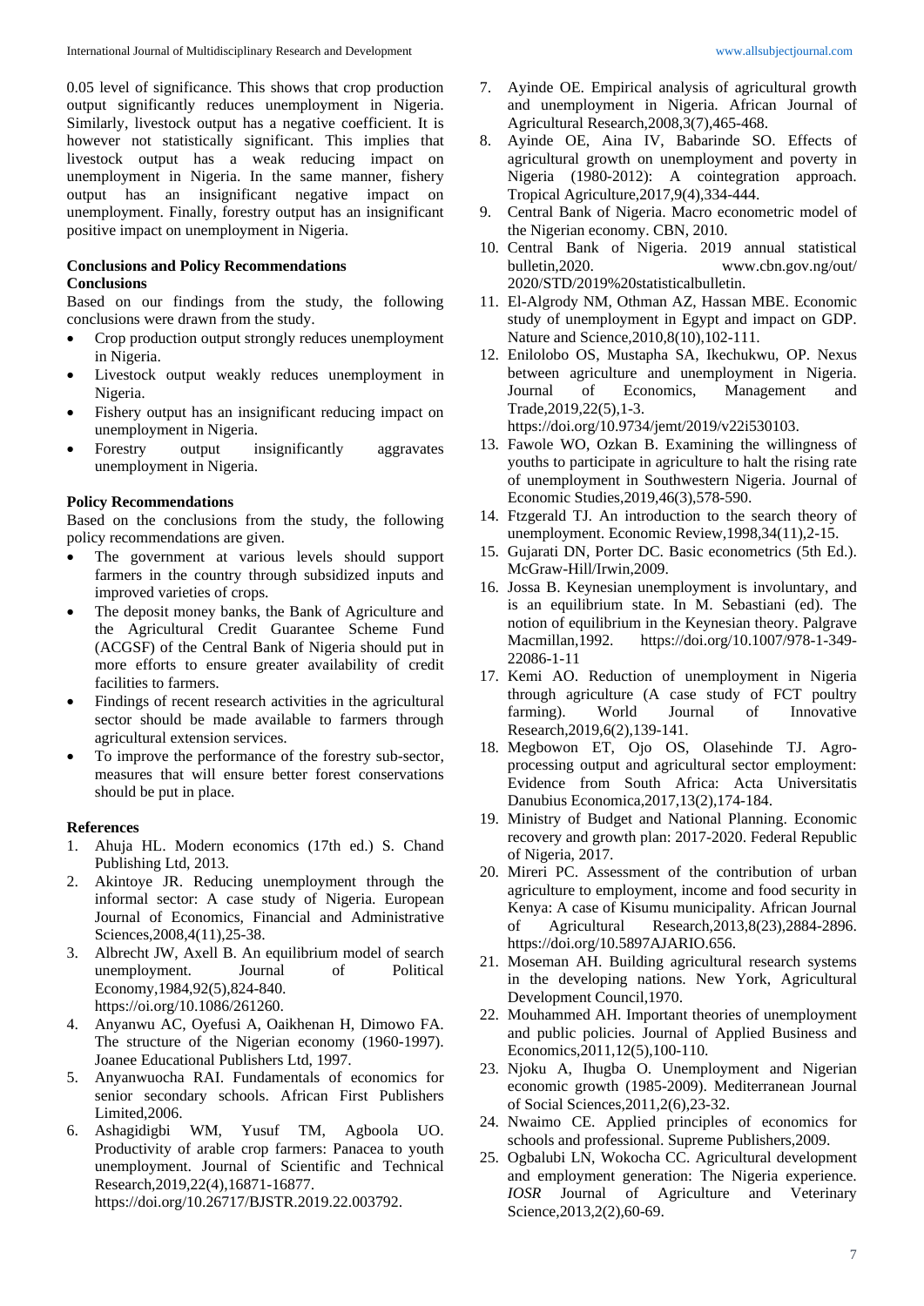0.05 level of significance. This shows that crop production output significantly reduces unemployment in Nigeria. Similarly, livestock output has a negative coefficient. It is however not statistically significant. This implies that livestock output has a weak reducing impact on unemployment in Nigeria. In the same manner, fishery output has an insignificant negative impact on unemployment. Finally, forestry output has an insignificant positive impact on unemployment in Nigeria.

## Conclusions and Policy Recommendations

### Conclusions

Based on our findings from the study, the following conclusions were drawn from the study.

- Crop production output strongly reduces unemployment in Nigeria.
- Livestock output weakly reduces unemployment in Nigeria.
- Fishery output has an insignificant reducing impact on unemployment in Nigeria.
- Forestry output insignificantly aggravates unemployment in Nigeria.

### Policy Recommendations

Based on the conclusions from the study, the following policy recommendations are given.

- The government at various levels should support farmers in the country through subsidized inputs and improved varieties of crops.
- The deposit money banks, the Bank of Agriculture and the Agricultural Credit Guarantee Scheme Fund (ACGSF) of the Central Bank of Nigeria should put in more efforts to ensure greater availability of credit facilities to farmers.
- Findings of recent research activities in the agricultural sector should be made available to farmers through agricultural extension services.
- To improve the performance of the forestry sub-sector, measures that will ensure better forest conservations should be put in place.

## References

1. Ahuja HL. Modern economics (17th ed.) S. Chand Publishing Ltd, 2013.
2. Akintoye JR. Reducing unemployment through the informal sector: A case study of Nigeria. European Journal of Economics, Financial and Administrative Sciences,2008,4(11),25-38.
3. Albrecht JW, Axell B. An equilibrium model of search unemployment. Journal of Political Economy,1984,92(5),824-840. https://oi.org/10.1086/261260.
4. Anyanwu AC, Oyefusi A, Oaikhenan H, Dimowo FA. The structure of the Nigerian economy (1960-1997). Joanee Educational Publishers Ltd, 1997.
5. Anyanwuocha RAI. Fundamentals of economics for senior secondary schools. African First Publishers Limited,2006.
6. Ashagidigbi WM, Yusuf TM, Agboola UO. Productivity of arable crop farmers: Panacea to youth unemployment. Journal of Scientific and Technical Research,2019,22(4),16871-16877. https://doi.org/10.26717/BJSTR.2019.22.003792.
7. Ayinde OE. Empirical analysis of agricultural growth and unemployment in Nigeria. African Journal of Agricultural Research,2008,3(7),465-468.
8. Ayinde OE, Aina IV, Babarinde SO. Effects of agricultural growth on unemployment and poverty in Nigeria (1980-2012): A cointegration approach. Tropical Agriculture,2017,9(4),334-444.
9. Central Bank of Nigeria. Macro econometric model of the Nigerian economy. CBN, 2010.
10. Central Bank of Nigeria. 2019 annual statistical bulletin,2020. www.cbn.gov.ng/out/ 2020/STD/2019%20statisticalbulletin.
11. El-Algrody NM, Othman AZ, Hassan MBE. Economic study of unemployment in Egypt and impact on GDP. Nature and Science,2010,8(10),102-111.
12. Enilolobo OS, Mustapha SA, Ikechukwu, OP. Nexus between agriculture and unemployment in Nigeria. Journal of Economics, Management and Trade,2019,22(5),1-3. https://doi.org/10.9734/jemt/2019/v22i530103.
13. Fawole WO, Ozkan B. Examining the willingness of youths to participate in agriculture to halt the rising rate of unemployment in Southwestern Nigeria. Journal of Economic Studies,2019,46(3),578-590.
14. Ftzgerald TJ. An introduction to the search theory of unemployment. Economic Review,1998,34(11),2-15.
15. Gujarati DN, Porter DC. Basic econometrics (5th Ed.). McGraw-Hill/Irwin,2009.
16. Jossa B. Keynesian unemployment is involuntary, and is an equilibrium state. In M. Sebastiani (ed). The notion of equilibrium in the Keynesian theory. Palgrave Macmillan,1992. https://doi.org/10.1007/978-1-349-22086-1-11
17. Kemi AO. Reduction of unemployment in Nigeria through agriculture (A case study of FCT poultry farming). World Journal of Innovative Research,2019,6(2),139-141.
18. Megbowon ET, Ojo OS, Olasehinde TJ. Agro-processing output and agricultural sector employment: Evidence from South Africa: Acta Universitatis Danubius Economica,2017,13(2),174-184.
19. Ministry of Budget and National Planning. Economic recovery and growth plan: 2017-2020. Federal Republic of Nigeria, 2017.
20. Mireri PC. Assessment of the contribution of urban agriculture to employment, income and food security in Kenya: A case of Kisumu municipality. African Journal of Agricultural Research,2013,8(23),2884-2896. https://doi.org/10.5897AJARIO.656.
21. Moseman AH. Building agricultural research systems in the developing nations. New York, Agricultural Development Council,1970.
22. Mouhammed AH. Important theories of unemployment and public policies. Journal of Applied Business and Economics,2011,12(5),100-110.
23. Njoku A, Ihugba O. Unemployment and Nigerian economic growth (1985-2009). Mediterranean Journal of Social Sciences,2011,2(6),23-32.
24. Nwaimo CE. Applied principles of economics for schools and professional. Supreme Publishers,2009.
25. Ogbalubi LN, Wokocha CC. Agricultural development and employment generation: The Nigeria experience. *IOSR* Journal of Agriculture and Veterinary Science,2013,2(2),60-69.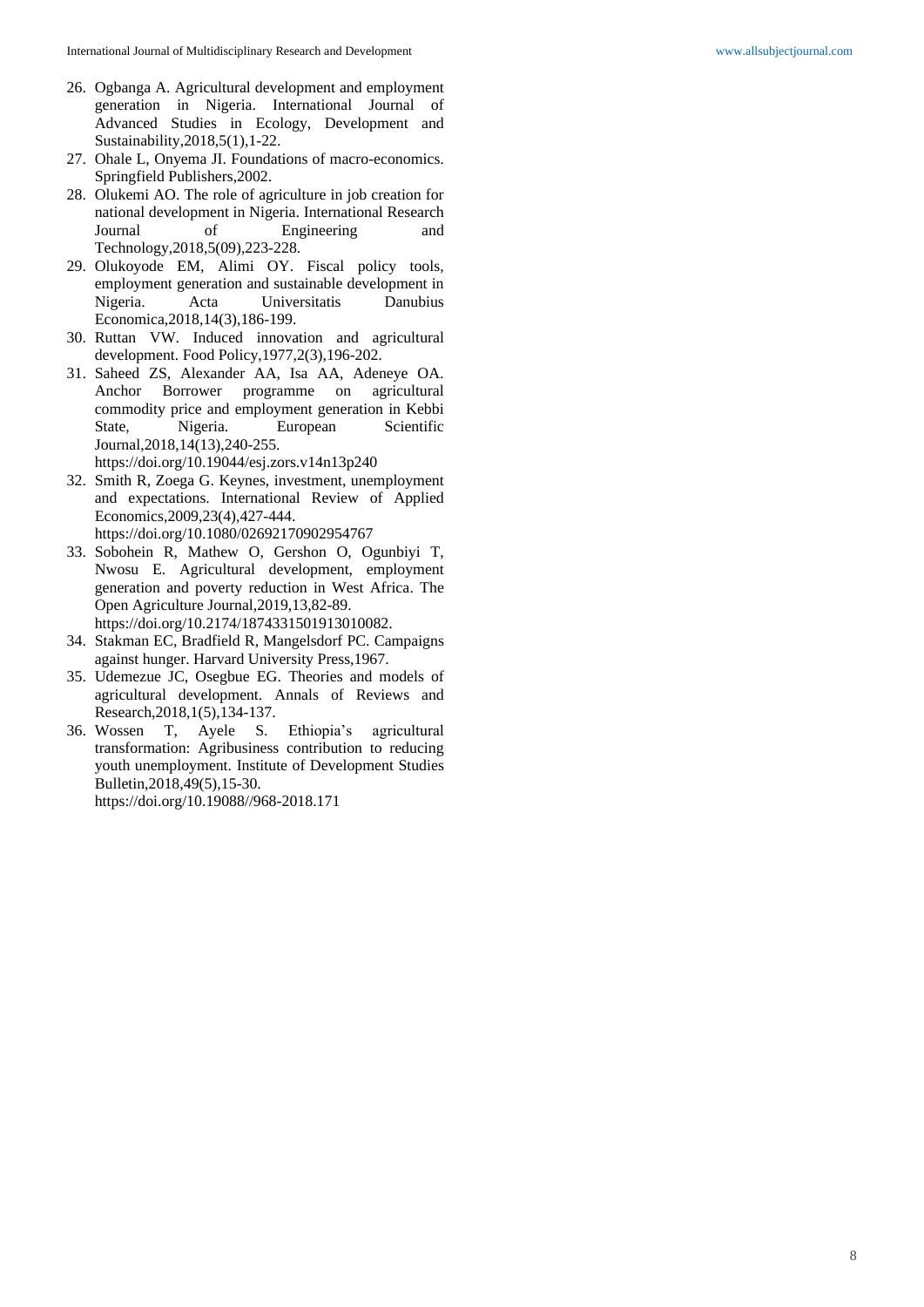26. Ogbanga A. Agricultural development and employment generation in Nigeria. International Journal of Advanced Studies in Ecology, Development and Sustainability,2018,5(1),1-22.
27. Ohale L, Onyema JI. Foundations of macro-economics. Springfield Publishers,2002.
28. Olukemi AO. The role of agriculture in job creation for national development in Nigeria. International Research Journal of Engineering and Technology,2018,5(09),223-228.
29. Olukoyode EM, Alimi OY. Fiscal policy tools, employment generation and sustainable development in Nigeria. Acta Universitatis Danubius Economica,2018,14(3),186-199.
30. Ruttan VW. Induced innovation and agricultural development. Food Policy,1977,2(3),196-202.
31. Saheed ZS, Alexander AA, Isa AA, Adeneye OA. Anchor Borrower programme on agricultural commodity price and employment generation in Kebbi State, Nigeria. European Scientific Journal,2018,14(13),240-255. https://doi.org/10.19044/esj.zors.v14n13p240
32. Smith R, Zoega G. Keynes, investment, unemployment and expectations. International Review of Applied Economics,2009,23(4),427-444. https://doi.org/10.1080/02692170902954767
33. Sobohein R, Mathew O, Gershon O, Ogunbiyi T, Nwosu E. Agricultural development, employment generation and poverty reduction in West Africa. The Open Agriculture Journal,2019,13,82-89. https://doi.org/10.2174/1874331501913010082.
34. Stakman EC, Bradfield R, Mangelsdorf PC. Campaigns against hunger. Harvard University Press,1967.
35. Udemezue JC, Osegbue EG. Theories and models of agricultural development. Annals of Reviews and Research,2018,1(5),134-137.
36. Wossen T, Ayele S. Ethiopia's agricultural transformation: Agribusiness contribution to reducing youth unemployment. Institute of Development Studies Bulletin,2018,49(5),15-30. https://doi.org/10.19088//968-2018.171